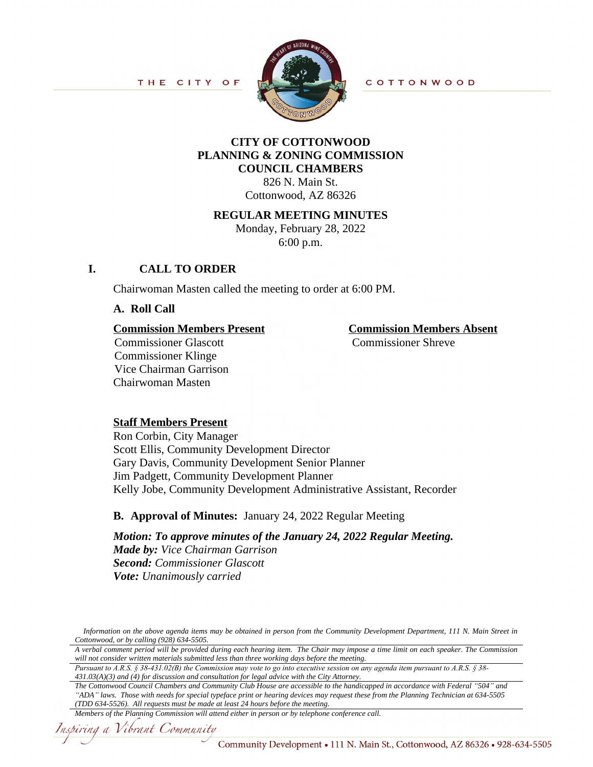THE CITY OF COTTONWOOD

# CITY OF COTTONWOOD
# PLANNING & ZONING COMMISSION
# COUNCIL CHAMBERS

826 N. Main St.
Cottonwood, AZ 86326

## REGULAR MEETING MINUTES

Monday, February 28, 2022
6:00 p.m.

## I. CALL TO ORDER

Chairwoman Masten called the meeting to order at 6:00 PM.

### A. Roll Call

**Commission Members Present**
Commissioner Glascott
Commissioner Klinge
Vice Chairman Garrison
Chairwoman Masten

**Commission Members Absent**
Commissioner Shreve

**Staff Members Present**
Ron Corbin, City Manager
Scott Ellis, Community Development Director
Gary Davis, Community Development Senior Planner
Jim Padgett, Community Development Planner
Kelly Jobe, Community Development Administrative Assistant, Recorder

### B. Approval of Minutes: January 24, 2022 Regular Meeting

***Motion: To approve minutes of the January 24, 2022 Regular Meeting.***
***Made by:*** *Vice Chairman Garrison*
***Second:*** *Commissioner Glascott*
***Vote:*** *Unanimously carried*

---

*Information on the above agenda items may be obtained in person from the Community Development Department, 111 N. Main Street in Cottonwood, or by calling (928) 634-5505.*

*A verbal comment period will be provided during each hearing item. The Chair may impose a time limit on each speaker. The Commission will not consider written materials submitted less than three working days before the meeting.*

*Pursuant to A.R.S. § 38-431.02(B) the Commission may vote to go into executive session on any agenda item pursuant to A.R.S. § 38-431.03(A)(3) and (4) for discussion and consultation for legal advice with the City Attorney.*

*The Cottonwood Council Chambers and Community Club House are accessible to the handicapped in accordance with Federal "504" and "ADA" laws. Those with needs for special typeface print or hearing devices may request these from the Planning Technician at 634-5505 (TDD 634-5526). All requests must be made at least 24 hours before the meeting.*

*Members of the Planning Commission will attend either in person or by telephone conference call.*

*Inspiring a Vibrant Community*

Community Development • 111 N. Main St., Cottonwood, AZ 86326 • 928-634-5505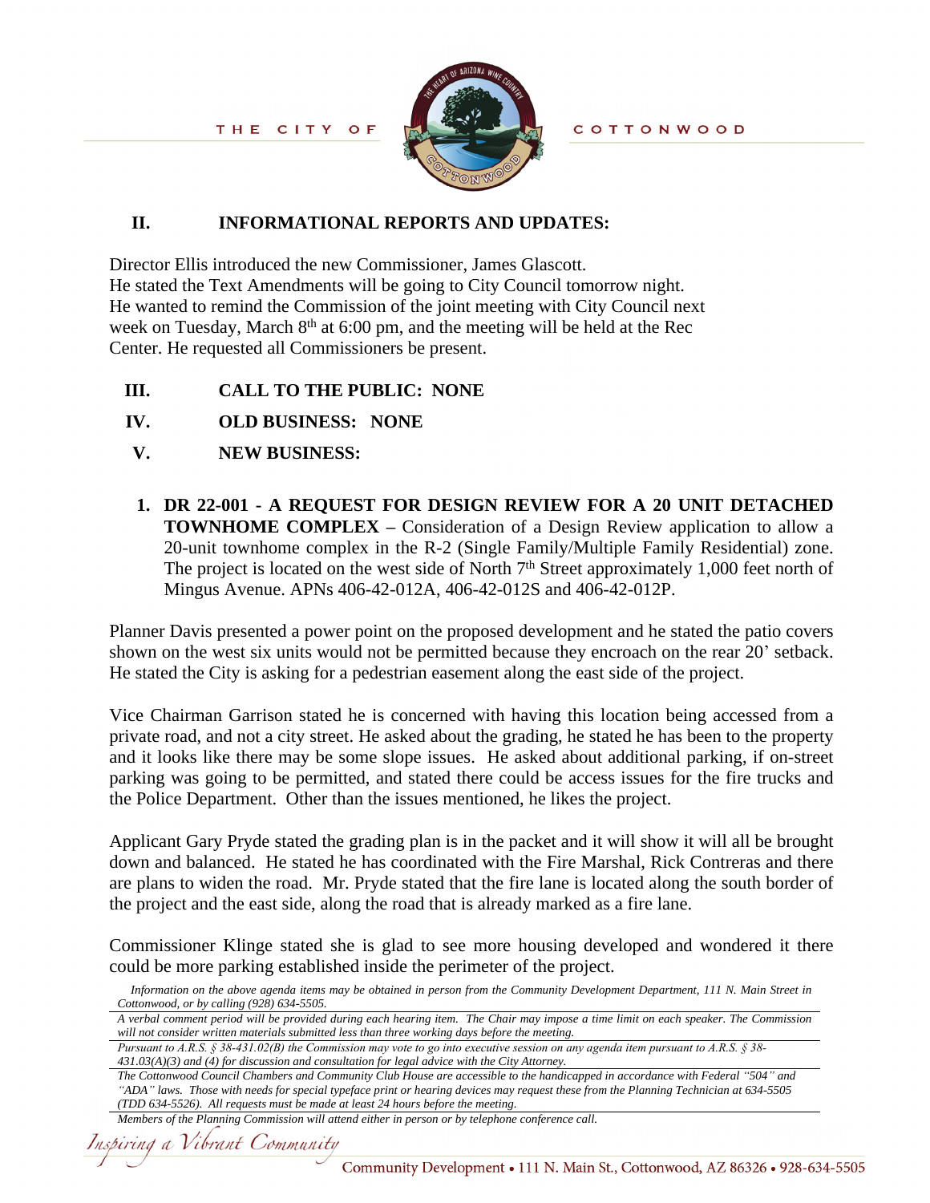## II. INFORMATIONAL REPORTS AND UPDATES:

Director Ellis introduced the new Commissioner, James Glascott.
He stated the Text Amendments will be going to City Council tomorrow night.
He wanted to remind the Commission of the joint meeting with City Council next week on Tuesday, March 8th at 6:00 pm, and the meeting will be held at the Rec Center. He requested all Commissioners be present.

## III. CALL TO THE PUBLIC: NONE

## IV. OLD BUSINESS: NONE

## V. NEW BUSINESS:

1. **DR 22-001 - A REQUEST FOR DESIGN REVIEW FOR A 20 UNIT DETACHED TOWNHOME COMPLEX –** Consideration of a Design Review application to allow a 20-unit townhome complex in the R-2 (Single Family/Multiple Family Residential) zone. The project is located on the west side of North 7th Street approximately 1,000 feet north of Mingus Avenue. APNs 406-42-012A, 406-42-012S and 406-42-012P.

Planner Davis presented a power point on the proposed development and he stated the patio covers shown on the west six units would not be permitted because they encroach on the rear 20' setback. He stated the City is asking for a pedestrian easement along the east side of the project.

Vice Chairman Garrison stated he is concerned with having this location being accessed from a private road, and not a city street. He asked about the grading, he stated he has been to the property and it looks like there may be some slope issues. He asked about additional parking, if on-street parking was going to be permitted, and stated there could be access issues for the fire trucks and the Police Department. Other than the issues mentioned, he likes the project.

Applicant Gary Pryde stated the grading plan is in the packet and it will show it will all be brought down and balanced. He stated he has coordinated with the Fire Marshal, Rick Contreras and there are plans to widen the road. Mr. Pryde stated that the fire lane is located along the south border of the project and the east side, along the road that is already marked as a fire lane.

Commissioner Klinge stated she is glad to see more housing developed and wondered it there could be more parking established inside the perimeter of the project.

*Information on the above agenda items may be obtained in person from the Community Development Department, 111 N. Main Street in Cottonwood, or by calling (928) 634-5505.*

*A verbal comment period will be provided during each hearing item. The Chair may impose a time limit on each speaker. The Commission will not consider written materials submitted less than three working days before the meeting.*

*Pursuant to A.R.S. § 38-431.02(B) the Commission may vote to go into executive session on any agenda item pursuant to A.R.S. § 38-431.03(A)(3) and (4) for discussion and consultation for legal advice with the City Attorney.*

*The Cottonwood Council Chambers and Community Club House are accessible to the handicapped in accordance with Federal "504" and "ADA" laws. Those with needs for special typeface print or hearing devices may request these from the Planning Technician at 634-5505 (TDD 634-5526). All requests must be made at least 24 hours before the meeting.*

*Members of the Planning Commission will attend either in person or by telephone conference call.*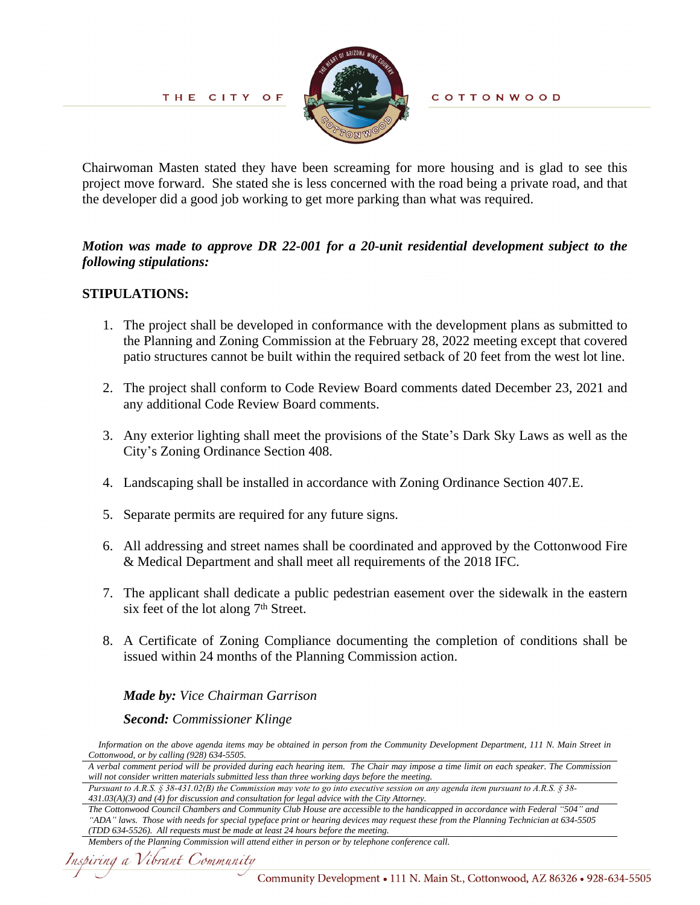Chairwoman Masten stated they have been screaming for more housing and is glad to see this project move forward. She stated she is less concerned with the road being a private road, and that the developer did a good job working to get more parking than what was required.

***Motion was made to approve DR 22-001 for a 20-unit residential development subject to the following stipulations:***

**STIPULATIONS:**

1. The project shall be developed in conformance with the development plans as submitted to the Planning and Zoning Commission at the February 28, 2022 meeting except that covered patio structures cannot be built within the required setback of 20 feet from the west lot line.

2. The project shall conform to Code Review Board comments dated December 23, 2021 and any additional Code Review Board comments.

3. Any exterior lighting shall meet the provisions of the State's Dark Sky Laws as well as the City's Zoning Ordinance Section 408.

4. Landscaping shall be installed in accordance with Zoning Ordinance Section 407.E.

5. Separate permits are required for any future signs.

6. All addressing and street names shall be coordinated and approved by the Cottonwood Fire & Medical Department and shall meet all requirements of the 2018 IFC.

7. The applicant shall dedicate a public pedestrian easement over the sidewalk in the eastern six feet of the lot along 7th Street.

8. A Certificate of Zoning Compliance documenting the completion of conditions shall be issued within 24 months of the Planning Commission action.

***Made by:*** *Vice Chairman Garrison*

***Second:*** *Commissioner Klinge*

*Information on the above agenda items may be obtained in person from the Community Development Department, 111 N. Main Street in Cottonwood, or by calling (928) 634-5505.*

*A verbal comment period will be provided during each hearing item. The Chair may impose a time limit on each speaker. The Commission will not consider written materials submitted less than three working days before the meeting.*

*Pursuant to A.R.S. § 38-431.02(B) the Commission may vote to go into executive session on any agenda item pursuant to A.R.S. § 38-431.03(A)(3) and (4) for discussion and consultation for legal advice with the City Attorney.*

*The Cottonwood Council Chambers and Community Club House are accessible to the handicapped in accordance with Federal "504" and "ADA" laws. Those with needs for special typeface print or hearing devices may request these from the Planning Technician at 634-5505 (TDD 634-5526). All requests must be made at least 24 hours before the meeting.*

*Members of the Planning Commission will attend either in person or by telephone conference call.*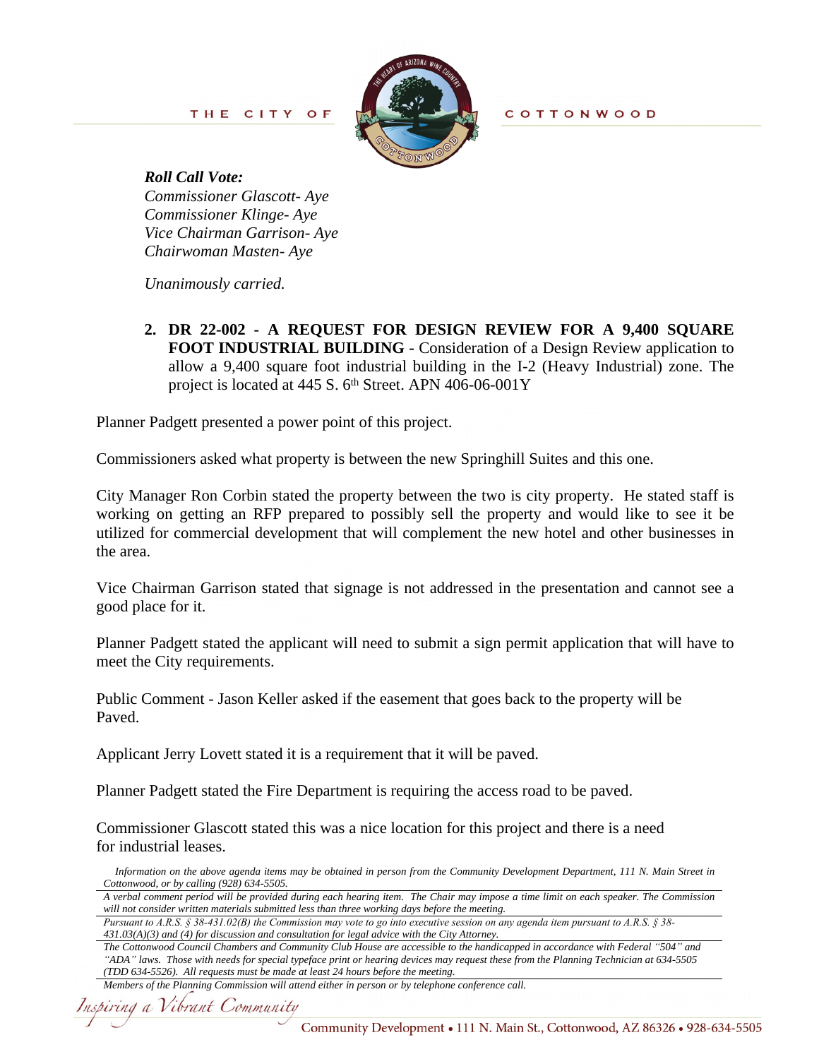*Roll Call Vote:*
*Commissioner Glascott- Aye*
*Commissioner Klinge- Aye*
*Vice Chairman Garrison- Aye*
*Chairwoman Masten- Aye*

*Unanimously carried.*

2. **DR 22-002 - A REQUEST FOR DESIGN REVIEW FOR A 9,400 SQUARE FOOT INDUSTRIAL BUILDING -** Consideration of a Design Review application to allow a 9,400 square foot industrial building in the I-2 (Heavy Industrial) zone. The project is located at 445 S. 6th Street. APN 406-06-001Y

Planner Padgett presented a power point of this project.

Commissioners asked what property is between the new Springhill Suites and this one.

City Manager Ron Corbin stated the property between the two is city property. He stated staff is working on getting an RFP prepared to possibly sell the property and would like to see it be utilized for commercial development that will complement the new hotel and other businesses in the area.

Vice Chairman Garrison stated that signage is not addressed in the presentation and cannot see a good place for it.

Planner Padgett stated the applicant will need to submit a sign permit application that will have to meet the City requirements.

Public Comment - Jason Keller asked if the easement that goes back to the property will be Paved.

Applicant Jerry Lovett stated it is a requirement that it will be paved.

Planner Padgett stated the Fire Department is requiring the access road to be paved.

Commissioner Glascott stated this was a nice location for this project and there is a need for industrial leases.

*Information on the above agenda items may be obtained in person from the Community Development Department, 111 N. Main Street in Cottonwood, or by calling (928) 634-5505.*

*A verbal comment period will be provided during each hearing item. The Chair may impose a time limit on each speaker. The Commission will not consider written materials submitted less than three working days before the meeting.*

*Pursuant to A.R.S. § 38-431.02(B) the Commission may vote to go into executive session on any agenda item pursuant to A.R.S. § 38-431.03(A)(3) and (4) for discussion and consultation for legal advice with the City Attorney.*

*The Cottonwood Council Chambers and Community Club House are accessible to the handicapped in accordance with Federal "504" and "ADA" laws. Those with needs for special typeface print or hearing devices may request these from the Planning Technician at 634-5505 (TDD 634-5526). All requests must be made at least 24 hours before the meeting.*

*Members of the Planning Commission will attend either in person or by telephone conference call.*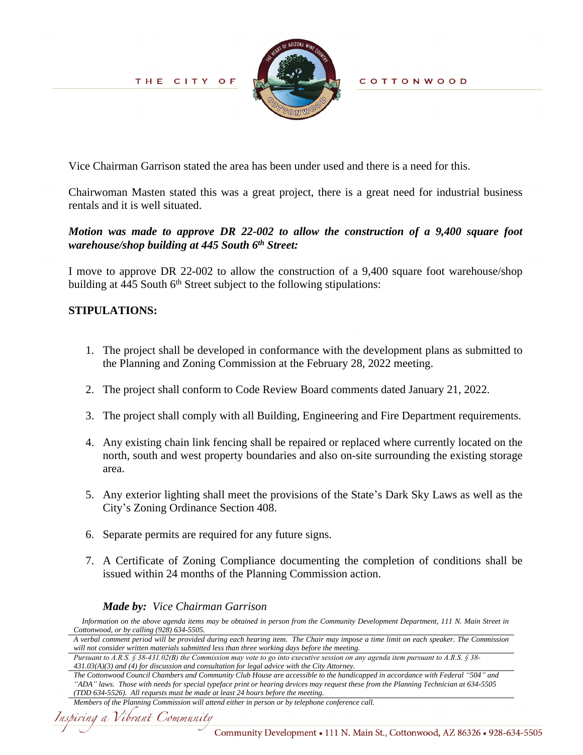Vice Chairman Garrison stated the area has been under used and there is a need for this.

Chairwoman Masten stated this was a great project, there is a great need for industrial business rentals and it is well situated.

***Motion was made to approve DR 22-002 to allow the construction of a 9,400 square foot warehouse/shop building at 445 South 6th Street:***

I move to approve DR 22-002 to allow the construction of a 9,400 square foot warehouse/shop building at 445 South 6th Street subject to the following stipulations:

**STIPULATIONS:**

1. The project shall be developed in conformance with the development plans as submitted to the Planning and Zoning Commission at the February 28, 2022 meeting.
2. The project shall conform to Code Review Board comments dated January 21, 2022.
3. The project shall comply with all Building, Engineering and Fire Department requirements.
4. Any existing chain link fencing shall be repaired or replaced where currently located on the north, south and west property boundaries and also on-site surrounding the existing storage area.
5. Any exterior lighting shall meet the provisions of the State's Dark Sky Laws as well as the City's Zoning Ordinance Section 408.
6. Separate permits are required for any future signs.
7. A Certificate of Zoning Compliance documenting the completion of conditions shall be issued within 24 months of the Planning Commission action.

***Made by:*** *Vice Chairman Garrison*

*Information on the above agenda items may be obtained in person from the Community Development Department, 111 N. Main Street in Cottonwood, or by calling (928) 634-5505.*

*A verbal comment period will be provided during each hearing item. The Chair may impose a time limit on each speaker. The Commission will not consider written materials submitted less than three working days before the meeting.*

*Pursuant to A.R.S. § 38-431.02(B) the Commission may vote to go into executive session on any agenda item pursuant to A.R.S. § 38-431.03(A)(3) and (4) for discussion and consultation for legal advice with the City Attorney.*

*The Cottonwood Council Chambers and Community Club House are accessible to the handicapped in accordance with Federal "504" and "ADA" laws. Those with needs for special typeface print or hearing devices may request these from the Planning Technician at 634-5505 (TDD 634-5526). All requests must be made at least 24 hours before the meeting.*

*Members of the Planning Commission will attend either in person or by telephone conference call.*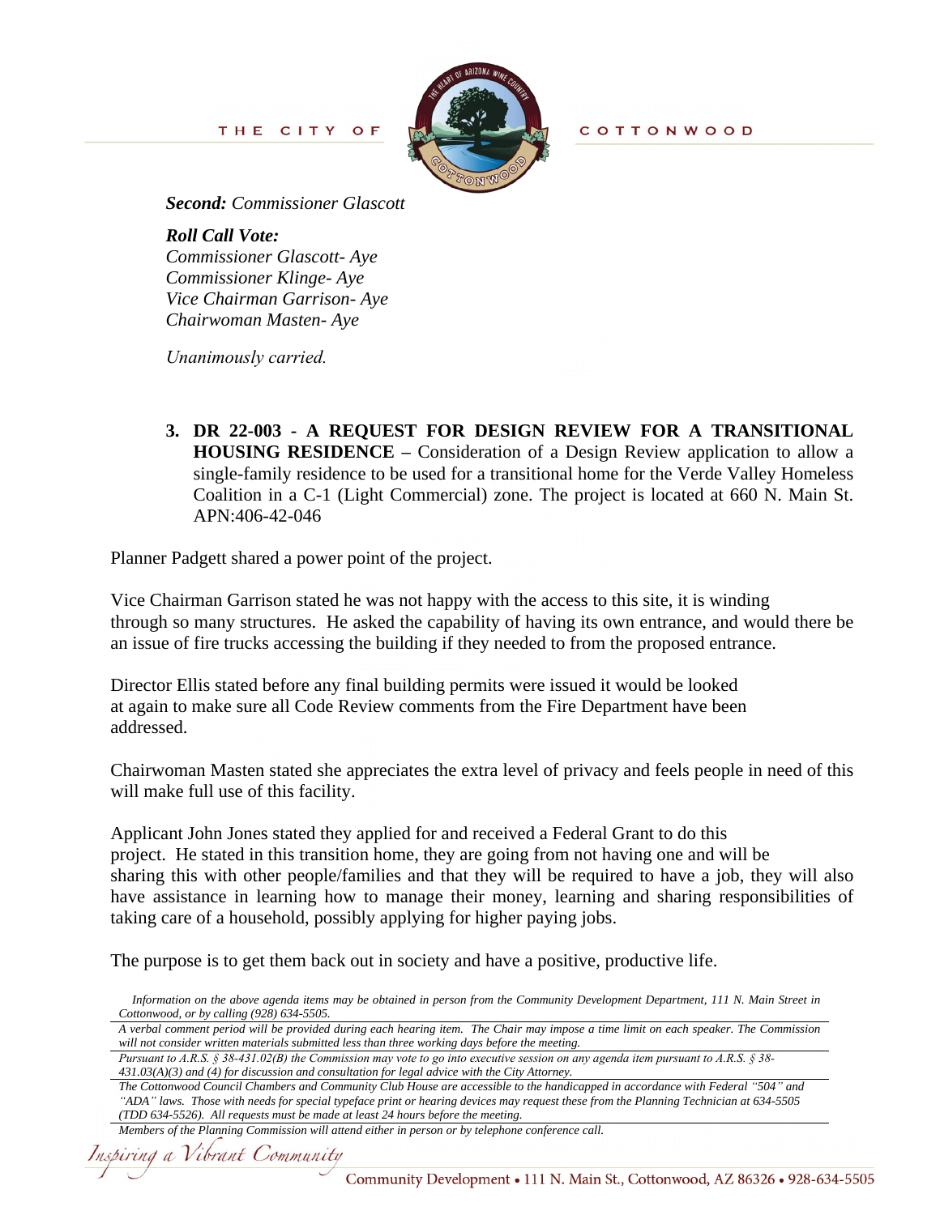***Second:*** *Commissioner Glascott*

***Roll Call Vote:***
*Commissioner Glascott- Aye*
*Commissioner Klinge- Aye*
*Vice Chairman Garrison- Aye*
*Chairwoman Masten- Aye*

*Unanimously carried.*

3. **DR 22-003 - A REQUEST FOR DESIGN REVIEW FOR A TRANSITIONAL HOUSING RESIDENCE –** Consideration of a Design Review application to allow a single-family residence to be used for a transitional home for the Verde Valley Homeless Coalition in a C-1 (Light Commercial) zone. The project is located at 660 N. Main St. APN:406-42-046

Planner Padgett shared a power point of the project.

Vice Chairman Garrison stated he was not happy with the access to this site, it is winding through so many structures. He asked the capability of having its own entrance, and would there be an issue of fire trucks accessing the building if they needed to from the proposed entrance.

Director Ellis stated before any final building permits were issued it would be looked at again to make sure all Code Review comments from the Fire Department have been addressed.

Chairwoman Masten stated she appreciates the extra level of privacy and feels people in need of this will make full use of this facility.

Applicant John Jones stated they applied for and received a Federal Grant to do this project. He stated in this transition home, they are going from not having one and will be sharing this with other people/families and that they will be required to have a job, they will also have assistance in learning how to manage their money, learning and sharing responsibilities of taking care of a household, possibly applying for higher paying jobs.

The purpose is to get them back out in society and have a positive, productive life.

*Information on the above agenda items may be obtained in person from the Community Development Department, 111 N. Main Street in Cottonwood, or by calling (928) 634-5505.*

*A verbal comment period will be provided during each hearing item. The Chair may impose a time limit on each speaker. The Commission will not consider written materials submitted less than three working days before the meeting.*

*Pursuant to A.R.S. § 38-431.02(B) the Commission may vote to go into executive session on any agenda item pursuant to A.R.S. § 38-431.03(A)(3) and (4) for discussion and consultation for legal advice with the City Attorney.*

*The Cottonwood Council Chambers and Community Club House are accessible to the handicapped in accordance with Federal "504" and "ADA" laws. Those with needs for special typeface print or hearing devices may request these from the Planning Technician at 634-5505 (TDD 634-5526). All requests must be made at least 24 hours before the meeting.*

*Members of the Planning Commission will attend either in person or by telephone conference call.*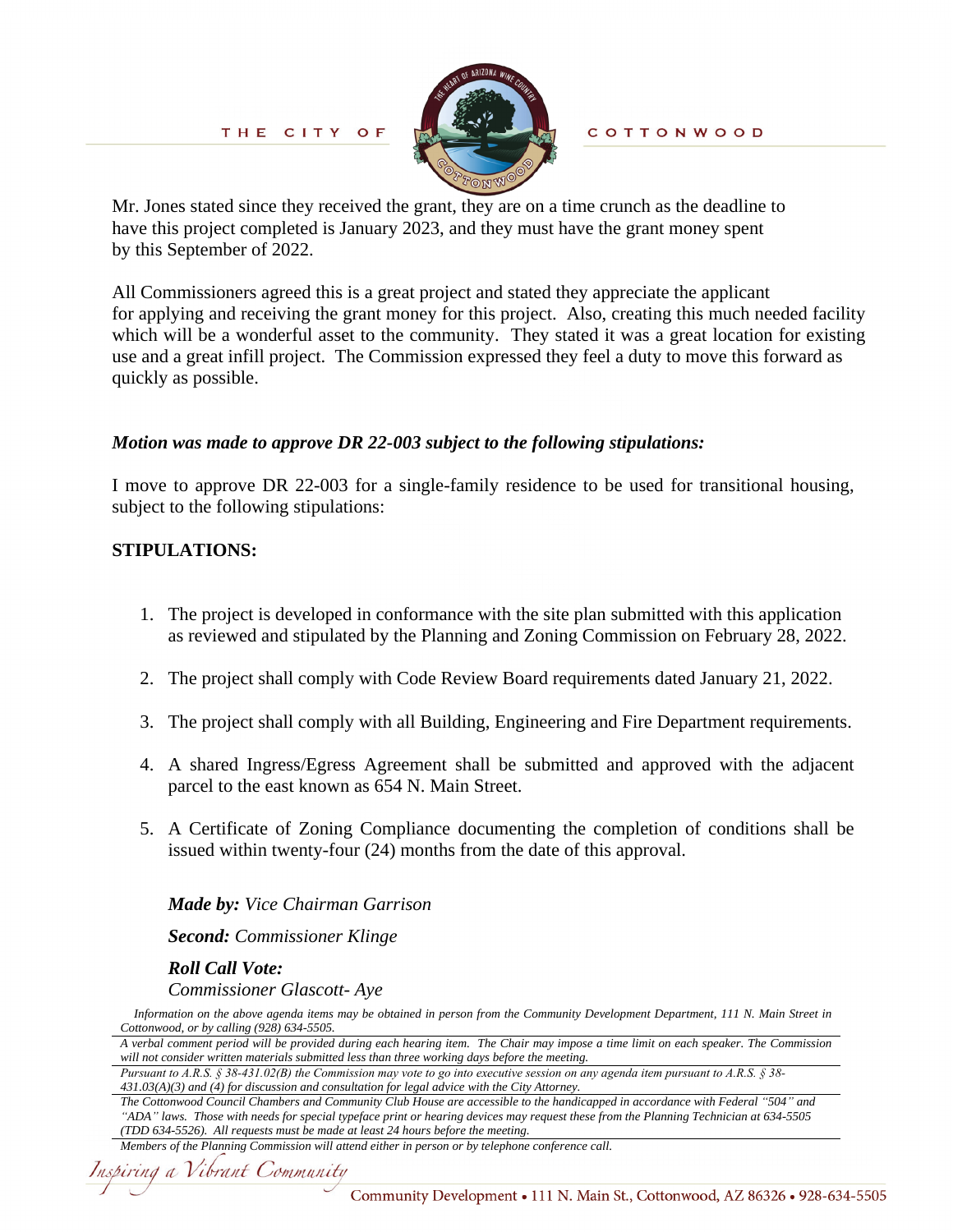Mr. Jones stated since they received the grant, they are on a time crunch as the deadline to have this project completed is January 2023, and they must have the grant money spent by this September of 2022.

All Commissioners agreed this is a great project and stated they appreciate the applicant for applying and receiving the grant money for this project. Also, creating this much needed facility which will be a wonderful asset to the community. They stated it was a great location for existing use and a great infill project. The Commission expressed they feel a duty to move this forward as quickly as possible.

***Motion was made to approve DR 22-003 subject to the following stipulations:***

I move to approve DR 22-003 for a single-family residence to be used for transitional housing, subject to the following stipulations:

**STIPULATIONS:**

1. The project is developed in conformance with the site plan submitted with this application as reviewed and stipulated by the Planning and Zoning Commission on February 28, 2022.
2. The project shall comply with Code Review Board requirements dated January 21, 2022.
3. The project shall comply with all Building, Engineering and Fire Department requirements.
4. A shared Ingress/Egress Agreement shall be submitted and approved with the adjacent parcel to the east known as 654 N. Main Street.
5. A Certificate of Zoning Compliance documenting the completion of conditions shall be issued within twenty-four (24) months from the date of this approval.

***Made by:*** *Vice Chairman Garrison*

***Second:*** *Commissioner Klinge*

***Roll Call Vote:***
*Commissioner Glascott- Aye*

*Information on the above agenda items may be obtained in person from the Community Development Department, 111 N. Main Street in Cottonwood, or by calling (928) 634-5505.*

*A verbal comment period will be provided during each hearing item. The Chair may impose a time limit on each speaker. The Commission will not consider written materials submitted less than three working days before the meeting.*

*Pursuant to A.R.S. § 38-431.02(B) the Commission may vote to go into executive session on any agenda item pursuant to A.R.S. § 38-431.03(A)(3) and (4) for discussion and consultation for legal advice with the City Attorney.*

*The Cottonwood Council Chambers and Community Club House are accessible to the handicapped in accordance with Federal "504" and "ADA" laws. Those with needs for special typeface print or hearing devices may request these from the Planning Technician at 634-5505 (TDD 634-5526). All requests must be made at least 24 hours before the meeting.*

*Members of the Planning Commission will attend either in person or by telephone conference call.*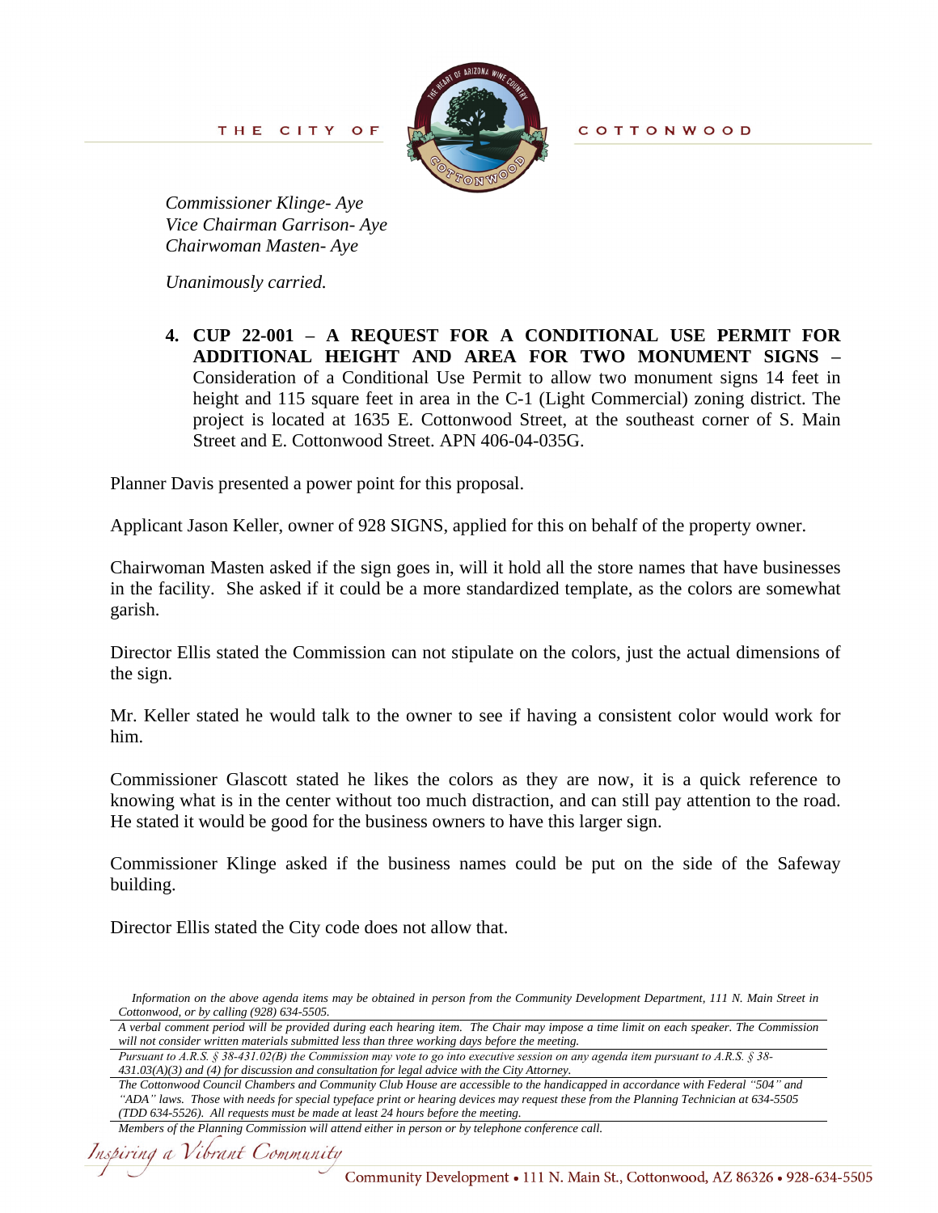*Commissioner Klinge- Aye*
*Vice Chairman Garrison- Aye*
*Chairwoman Masten- Aye*

*Unanimously carried.*

4. **CUP 22-001 – A REQUEST FOR A CONDITIONAL USE PERMIT FOR ADDITIONAL HEIGHT AND AREA FOR TWO MONUMENT SIGNS –** Consideration of a Conditional Use Permit to allow two monument signs 14 feet in height and 115 square feet in area in the C-1 (Light Commercial) zoning district. The project is located at 1635 E. Cottonwood Street, at the southeast corner of S. Main Street and E. Cottonwood Street. APN 406-04-035G.

Planner Davis presented a power point for this proposal.

Applicant Jason Keller, owner of 928 SIGNS, applied for this on behalf of the property owner.

Chairwoman Masten asked if the sign goes in, will it hold all the store names that have businesses in the facility. She asked if it could be a more standardized template, as the colors are somewhat garish.

Director Ellis stated the Commission can not stipulate on the colors, just the actual dimensions of the sign.

Mr. Keller stated he would talk to the owner to see if having a consistent color would work for him.

Commissioner Glascott stated he likes the colors as they are now, it is a quick reference to knowing what is in the center without too much distraction, and can still pay attention to the road. He stated it would be good for the business owners to have this larger sign.

Commissioner Klinge asked if the business names could be put on the side of the Safeway building.

Director Ellis stated the City code does not allow that.

*Information on the above agenda items may be obtained in person from the Community Development Department, 111 N. Main Street in Cottonwood, or by calling (928) 634-5505.*

*A verbal comment period will be provided during each hearing item. The Chair may impose a time limit on each speaker. The Commission will not consider written materials submitted less than three working days before the meeting.*

*Pursuant to A.R.S. § 38-431.02(B) the Commission may vote to go into executive session on any agenda item pursuant to A.R.S. § 38-431.03(A)(3) and (4) for discussion and consultation for legal advice with the City Attorney.*

*The Cottonwood Council Chambers and Community Club House are accessible to the handicapped in accordance with Federal "504" and "ADA" laws. Those with needs for special typeface print or hearing devices may request these from the Planning Technician at 634-5505 (TDD 634-5526). All requests must be made at least 24 hours before the meeting.*

*Members of the Planning Commission will attend either in person or by telephone conference call.*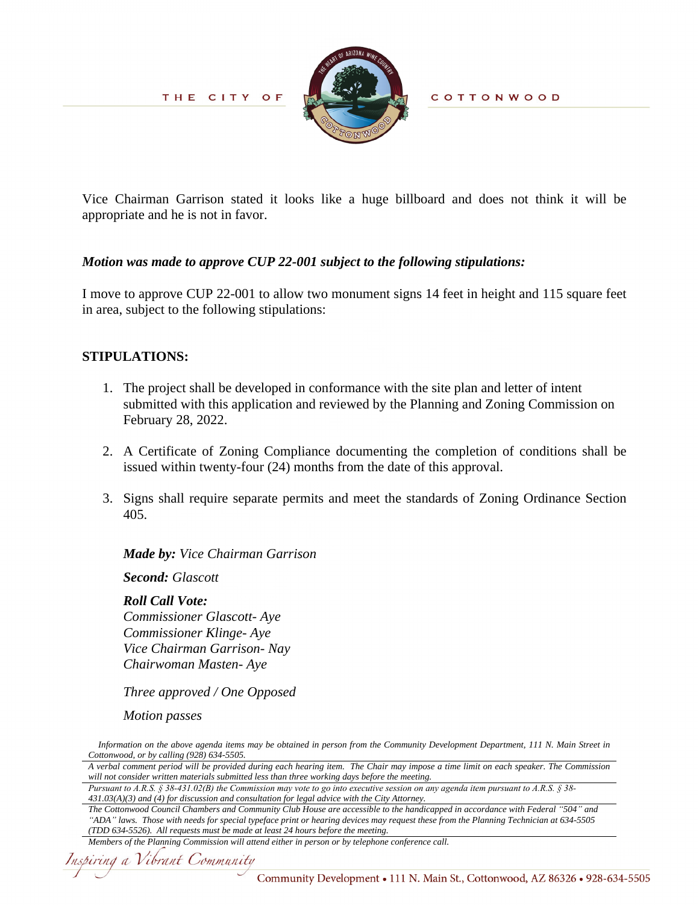Vice Chairman Garrison stated it looks like a huge billboard and does not think it will be appropriate and he is not in favor.

***Motion was made to approve CUP 22-001 subject to the following stipulations:***

I move to approve CUP 22-001 to allow two monument signs 14 feet in height and 115 square feet in area, subject to the following stipulations:

**STIPULATIONS:**

1. The project shall be developed in conformance with the site plan and letter of intent submitted with this application and reviewed by the Planning and Zoning Commission on February 28, 2022.

2. A Certificate of Zoning Compliance documenting the completion of conditions shall be issued within twenty-four (24) months from the date of this approval.

3. Signs shall require separate permits and meet the standards of Zoning Ordinance Section 405.

   ***Made by:*** *Vice Chairman Garrison*

   ***Second:*** *Glascott*

   ***Roll Call Vote:***
   *Commissioner Glascott- Aye*
   *Commissioner Klinge- Aye*
   *Vice Chairman Garrison- Nay*
   *Chairwoman Masten- Aye*

   *Three approved / One Opposed*

   *Motion passes*

*Information on the above agenda items may be obtained in person from the Community Development Department, 111 N. Main Street in Cottonwood, or by calling (928) 634-5505.*

*A verbal comment period will be provided during each hearing item. The Chair may impose a time limit on each speaker. The Commission will not consider written materials submitted less than three working days before the meeting.*

*Pursuant to A.R.S. § 38-431.02(B) the Commission may vote to go into executive session on any agenda item pursuant to A.R.S. § 38-431.03(A)(3) and (4) for discussion and consultation for legal advice with the City Attorney.*

*The Cottonwood Council Chambers and Community Club House are accessible to the handicapped in accordance with Federal "504" and "ADA" laws. Those with needs for special typeface print or hearing devices may request these from the Planning Technician at 634-5505 (TDD 634-5526). All requests must be made at least 24 hours before the meeting.*

*Members of the Planning Commission will attend either in person or by telephone conference call.*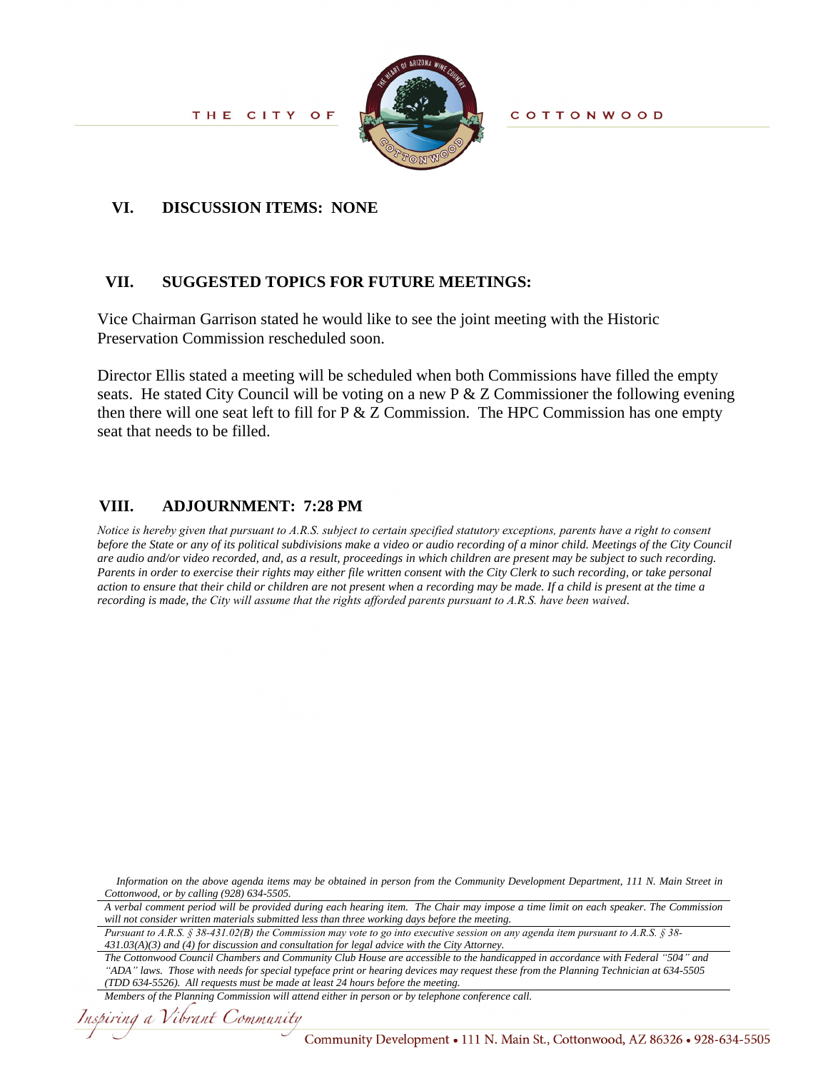## VI. DISCUSSION ITEMS: NONE

## VII. SUGGESTED TOPICS FOR FUTURE MEETINGS:

Vice Chairman Garrison stated he would like to see the joint meeting with the Historic Preservation Commission rescheduled soon.

Director Ellis stated a meeting will be scheduled when both Commissions have filled the empty seats. He stated City Council will be voting on a new P & Z Commissioner the following evening then there will one seat left to fill for P & Z Commission. The HPC Commission has one empty seat that needs to be filled.

## VIII. ADJOURNMENT: 7:28 PM

*Notice is hereby given that pursuant to A.R.S. subject to certain specified statutory exceptions, parents have a right to consent before the State or any of its political subdivisions make a video or audio recording of a minor child. Meetings of the City Council are audio and/or video recorded, and, as a result, proceedings in which children are present may be subject to such recording. Parents in order to exercise their rights may either file written consent with the City Clerk to such recording, or take personal action to ensure that their child or children are not present when a recording may be made. If a child is present at the time a recording is made, the City will assume that the rights afforded parents pursuant to A.R.S. have been waived.*

*Information on the above agenda items may be obtained in person from the Community Development Department, 111 N. Main Street in Cottonwood, or by calling (928) 634-5505.*

*A verbal comment period will be provided during each hearing item. The Chair may impose a time limit on each speaker. The Commission will not consider written materials submitted less than three working days before the meeting.*

*Pursuant to A.R.S. § 38-431.02(B) the Commission may vote to go into executive session on any agenda item pursuant to A.R.S. § 38-431.03(A)(3) and (4) for discussion and consultation for legal advice with the City Attorney.*

*The Cottonwood Council Chambers and Community Club House are accessible to the handicapped in accordance with Federal "504" and "ADA" laws. Those with needs for special typeface print or hearing devices may request these from the Planning Technician at 634-5505 (TDD 634-5526). All requests must be made at least 24 hours before the meeting.*

*Members of the Planning Commission will attend either in person or by telephone conference call.*